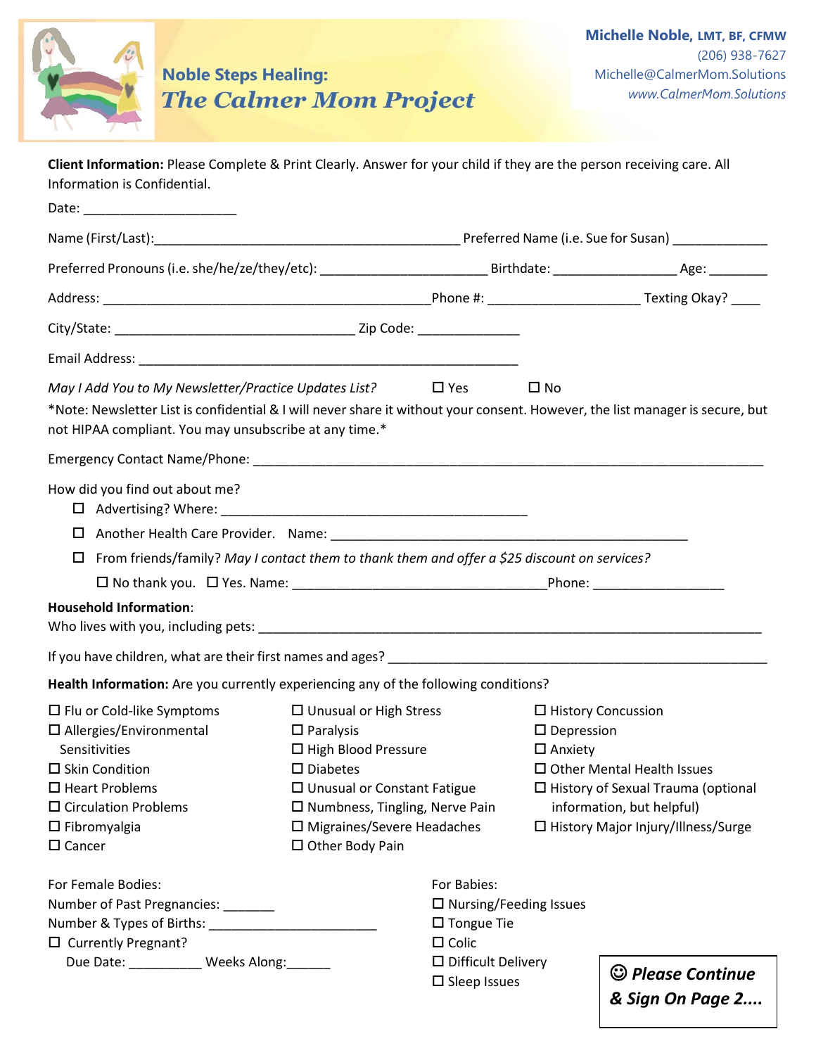# Noble Steps Healing:
## *The Calmer Mom Project*

**Michelle Noble, LMT, BF, CFMW**
(206) 938-7627
Michelle@CalmerMom.Solutions
*www.CalmerMom.Solutions*

**Client Information:** Please Complete & Print Clearly. Answer for your child if they are the person receiving care. All Information is Confidential.

Date: ____________________

Name (First/Last):________________________________________ Preferred Name (i.e. Sue for Susan) ____________

Preferred Pronouns (i.e. she/he/ze/they/etc): ______________________ Birthdate: ________________ Age: ________

Address: ____________________________________________Phone #: ____________________ Texting Okay? ____

City/State: ________________________________ Zip Code: _____________

Email Address: __________________________________________________

*May I Add You to My Newsletter/Practice Updates List?* ☐ Yes ☐ No

*Note: Newsletter List is confidential & I will never share it without your consent. However, the list manager is secure, but not HIPAA compliant. You may unsubscribe at any time.*

Emergency Contact Name/Phone: ____________________________________________________________________

How did you find out about me?

- ☐ Advertising? Where: ________________________________________
- ☐ Another Health Care Provider. Name: _______________________________________________
- ☐ From friends/family? *May I contact them to thank them and offer a $25 discount on services?*
  - ☐ No thank you. ☐ Yes. Name: __________________________________Phone: _________________

**Household Information**:
Who lives with you, including pets: ___________________________________________________________________

If you have children, what are their first names and ages? __________________________________________________

**Health Information:** Are you currently experiencing any of the following conditions?

- ☐ Flu or Cold-like Symptoms
- ☐ Allergies/Environmental Sensitivities
- ☐ Skin Condition
- ☐ Heart Problems
- ☐ Circulation Problems
- ☐ Fibromyalgia
- ☐ Cancer
- ☐ Unusual or High Stress
- ☐ Paralysis
- ☐ High Blood Pressure
- ☐ Diabetes
- ☐ Unusual or Constant Fatigue
- ☐ Numbness, Tingling, Nerve Pain
- ☐ Migraines/Severe Headaches
- ☐ Other Body Pain
- ☐ History Concussion
- ☐ Depression
- ☐ Anxiety
- ☐ Other Mental Health Issues
- ☐ History of Sexual Trauma (optional information, but helpful)
- ☐ History Major Injury/Illness/Surge

For Female Bodies:
Number of Past Pregnancies: _______
Number & Types of Births: ______________________
☐ Currently Pregnant?
Due Date: __________ Weeks Along:______

For Babies:
- ☐ Nursing/Feeding Issues
- ☐ Tongue Tie
- ☐ Colic
- ☐ Difficult Delivery
- ☐ Sleep Issues

☺ ***Please Continue & Sign On Page 2....***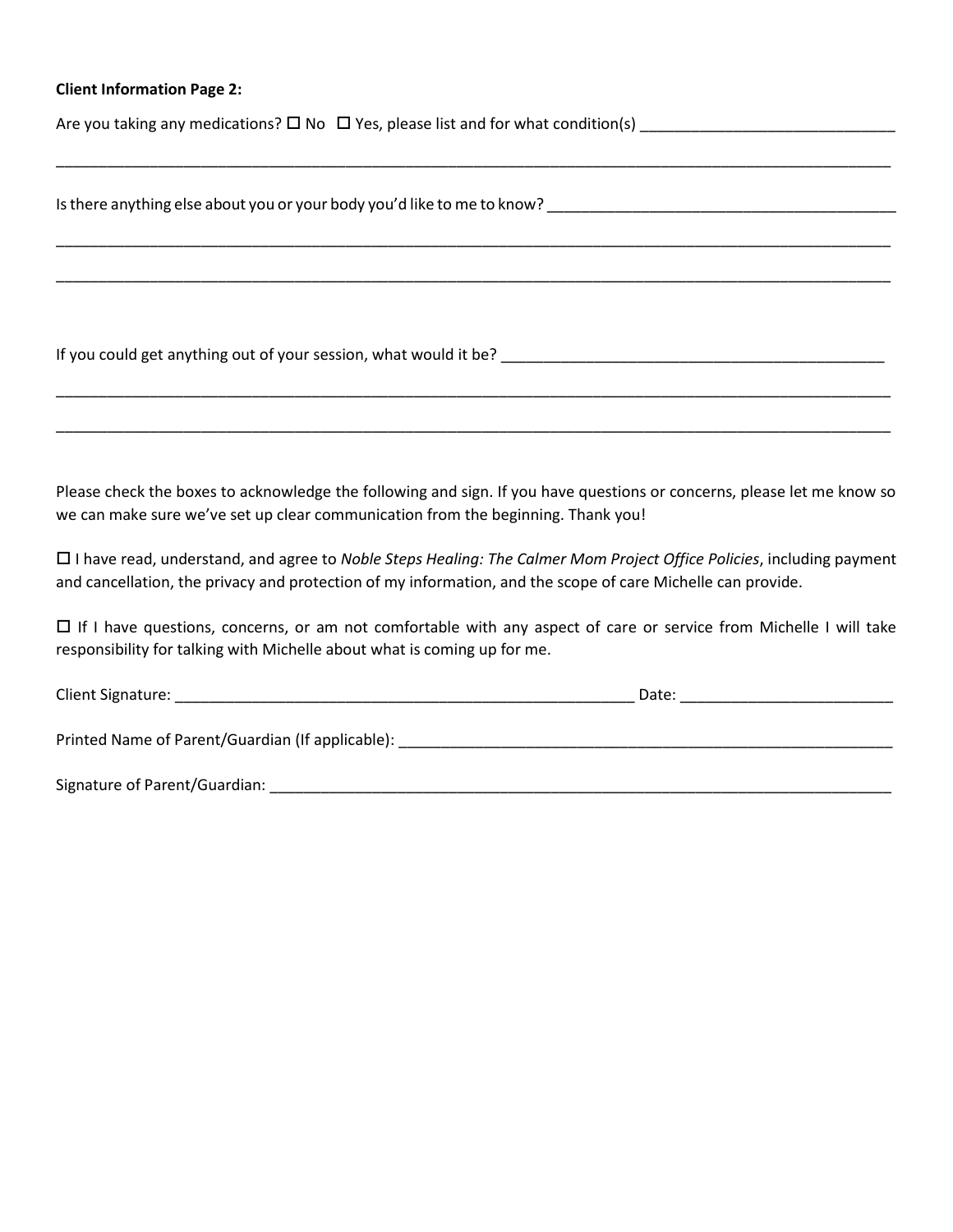**Client Information Page 2:**

Are you taking any medications? ☐ No ☐ Yes, please list and for what condition(s) ______________________________

______________________________________________________________________________________________

Is there anything else about you or your body you'd like to me to know? ___________________________________________

______________________________________________________________________________________________

______________________________________________________________________________________________

If you could get anything out of your session, what would it be? _______________________________________________

______________________________________________________________________________________________

______________________________________________________________________________________________

Please check the boxes to acknowledge the following and sign. If you have questions or concerns, please let me know so we can make sure we've set up clear communication from the beginning. Thank you!

☐ I have read, understand, and agree to *Noble Steps Healing: The Calmer Mom Project Office Policies*, including payment and cancellation, the privacy and protection of my information, and the scope of care Michelle can provide.

☐ If I have questions, concerns, or am not comfortable with any aspect of care or service from Michelle I will take responsibility for talking with Michelle about what is coming up for me.

Client Signature: _______________________________________________________ Date: _________________________

Printed Name of Parent/Guardian (If applicable): _____________________________________________________________

Signature of Parent/Guardian: ____________________________________________________________________________